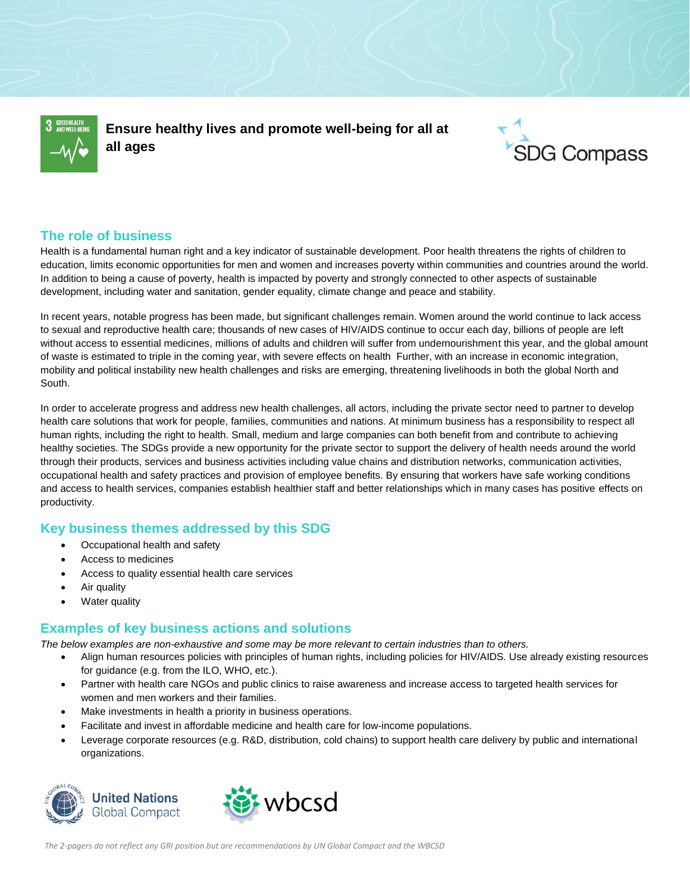# Ensure healthy lives and promote well-being for all at all ages

SDG Compass

## The role of business

Health is a fundamental human right and a key indicator of sustainable development. Poor health threatens the rights of children to education, limits economic opportunities for men and women and increases poverty within communities and countries around the world. In addition to being a cause of poverty, health is impacted by poverty and strongly connected to other aspects of sustainable development, including water and sanitation, gender equality, climate change and peace and stability.

In recent years, notable progress has been made, but significant challenges remain. Women around the world continue to lack access to sexual and reproductive health care; thousands of new cases of HIV/AIDS continue to occur each day, billions of people are left without access to essential medicines, millions of adults and children will suffer from undernourishment this year, and the global amount of waste is estimated to triple in the coming year, with severe effects on health Further, with an increase in economic integration, mobility and political instability new health challenges and risks are emerging, threatening livelihoods in both the global North and South.

In order to accelerate progress and address new health challenges, all actors, including the private sector need to partner to develop health care solutions that work for people, families, communities and nations. At minimum business has a responsibility to respect all human rights, including the right to health. Small, medium and large companies can both benefit from and contribute to achieving healthy societies. The SDGs provide a new opportunity for the private sector to support the delivery of health needs around the world through their products, services and business activities including value chains and distribution networks, communication activities, occupational health and safety practices and provision of employee benefits. By ensuring that workers have safe working conditions and access to health services, companies establish healthier staff and better relationships which in many cases has positive effects on productivity.

## Key business themes addressed by this SDG

- Occupational health and safety
- Access to medicines
- Access to quality essential health care services
- Air quality
- Water quality

## Examples of key business actions and solutions

*The below examples are non-exhaustive and some may be more relevant to certain industries than to others.*

- Align human resources policies with principles of human rights, including policies for HIV/AIDS. Use already existing resources for guidance (e.g. from the ILO, WHO, etc.).
- Partner with health care NGOs and public clinics to raise awareness and increase access to targeted health services for women and men workers and their families.
- Make investments in health a priority in business operations.
- Facilitate and invest in affordable medicine and health care for low-income populations.
- Leverage corporate resources (e.g. R&D, distribution, cold chains) to support health care delivery by public and international organizations.

United Nations Global Compact | wbcsd

*The 2-pagers do not reflect any GRI position but are recommendations by UN Global Compact and the WBCSD*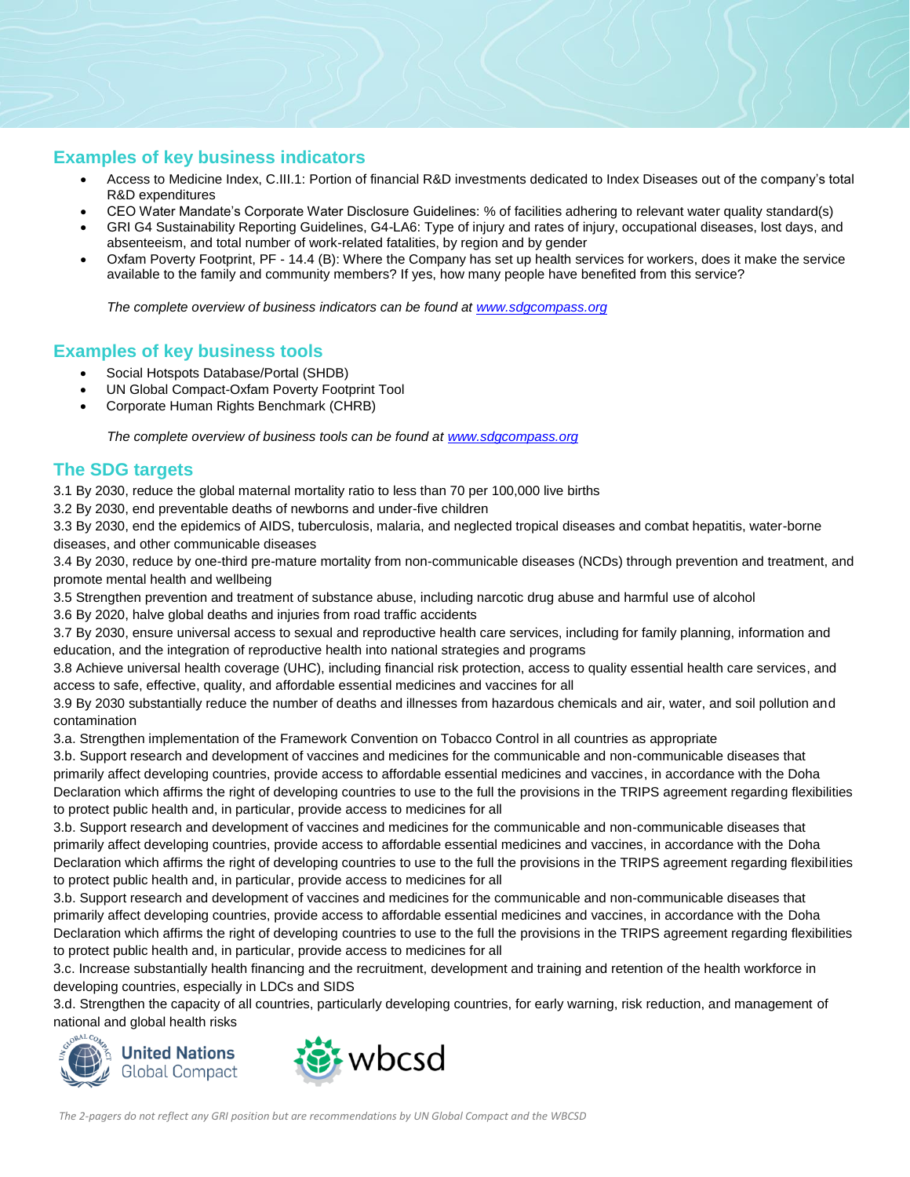## Examples of key business indicators

- Access to Medicine Index, C.III.1: Portion of financial R&D investments dedicated to Index Diseases out of the company's total R&D expenditures
- CEO Water Mandate's Corporate Water Disclosure Guidelines: % of facilities adhering to relevant water quality standard(s)
- GRI G4 Sustainability Reporting Guidelines, G4-LA6: Type of injury and rates of injury, occupational diseases, lost days, and absenteeism, and total number of work-related fatalities, by region and by gender
- Oxfam Poverty Footprint, PF - 14.4 (B): Where the Company has set up health services for workers, does it make the service available to the family and community members? If yes, how many people have benefited from this service?

*The complete overview of business indicators can be found at [www.sdgcompass.org](www.sdgcompass.org)*

## Examples of key business tools

- Social Hotspots Database/Portal (SHDB)
- UN Global Compact-Oxfam Poverty Footprint Tool
- Corporate Human Rights Benchmark (CHRB)

*The complete overview of business tools can be found at [www.sdgcompass.org](www.sdgcompass.org)*

## The SDG targets

3.1 By 2030, reduce the global maternal mortality ratio to less than 70 per 100,000 live births

3.2 By 2030, end preventable deaths of newborns and under-five children

3.3 By 2030, end the epidemics of AIDS, tuberculosis, malaria, and neglected tropical diseases and combat hepatitis, water-borne diseases, and other communicable diseases

3.4 By 2030, reduce by one-third pre-mature mortality from non-communicable diseases (NCDs) through prevention and treatment, and promote mental health and wellbeing

3.5 Strengthen prevention and treatment of substance abuse, including narcotic drug abuse and harmful use of alcohol

3.6 By 2020, halve global deaths and injuries from road traffic accidents

3.7 By 2030, ensure universal access to sexual and reproductive health care services, including for family planning, information and education, and the integration of reproductive health into national strategies and programs

3.8 Achieve universal health coverage (UHC), including financial risk protection, access to quality essential health care services, and access to safe, effective, quality, and affordable essential medicines and vaccines for all

3.9 By 2030 substantially reduce the number of deaths and illnesses from hazardous chemicals and air, water, and soil pollution and contamination

3.a. Strengthen implementation of the Framework Convention on Tobacco Control in all countries as appropriate

3.b. Support research and development of vaccines and medicines for the communicable and non-communicable diseases that primarily affect developing countries, provide access to affordable essential medicines and vaccines, in accordance with the Doha Declaration which affirms the right of developing countries to use to the full the provisions in the TRIPS agreement regarding flexibilities to protect public health and, in particular, provide access to medicines for all

3.b. Support research and development of vaccines and medicines for the communicable and non-communicable diseases that primarily affect developing countries, provide access to affordable essential medicines and vaccines, in accordance with the Doha Declaration which affirms the right of developing countries to use to the full the provisions in the TRIPS agreement regarding flexibilities to protect public health and, in particular, provide access to medicines for all

3.b. Support research and development of vaccines and medicines for the communicable and non-communicable diseases that primarily affect developing countries, provide access to affordable essential medicines and vaccines, in accordance with the Doha Declaration which affirms the right of developing countries to use to the full the provisions in the TRIPS agreement regarding flexibilities to protect public health and, in particular, provide access to medicines for all

3.c. Increase substantially health financing and the recruitment, development and training and retention of the health workforce in developing countries, especially in LDCs and SIDS

3.d. Strengthen the capacity of all countries, particularly developing countries, for early warning, risk reduction, and management of national and global health risks

United Nations Global Compact

wbcsd

*The 2-pagers do not reflect any GRI position but are recommendations by UN Global Compact and the WBCSD*